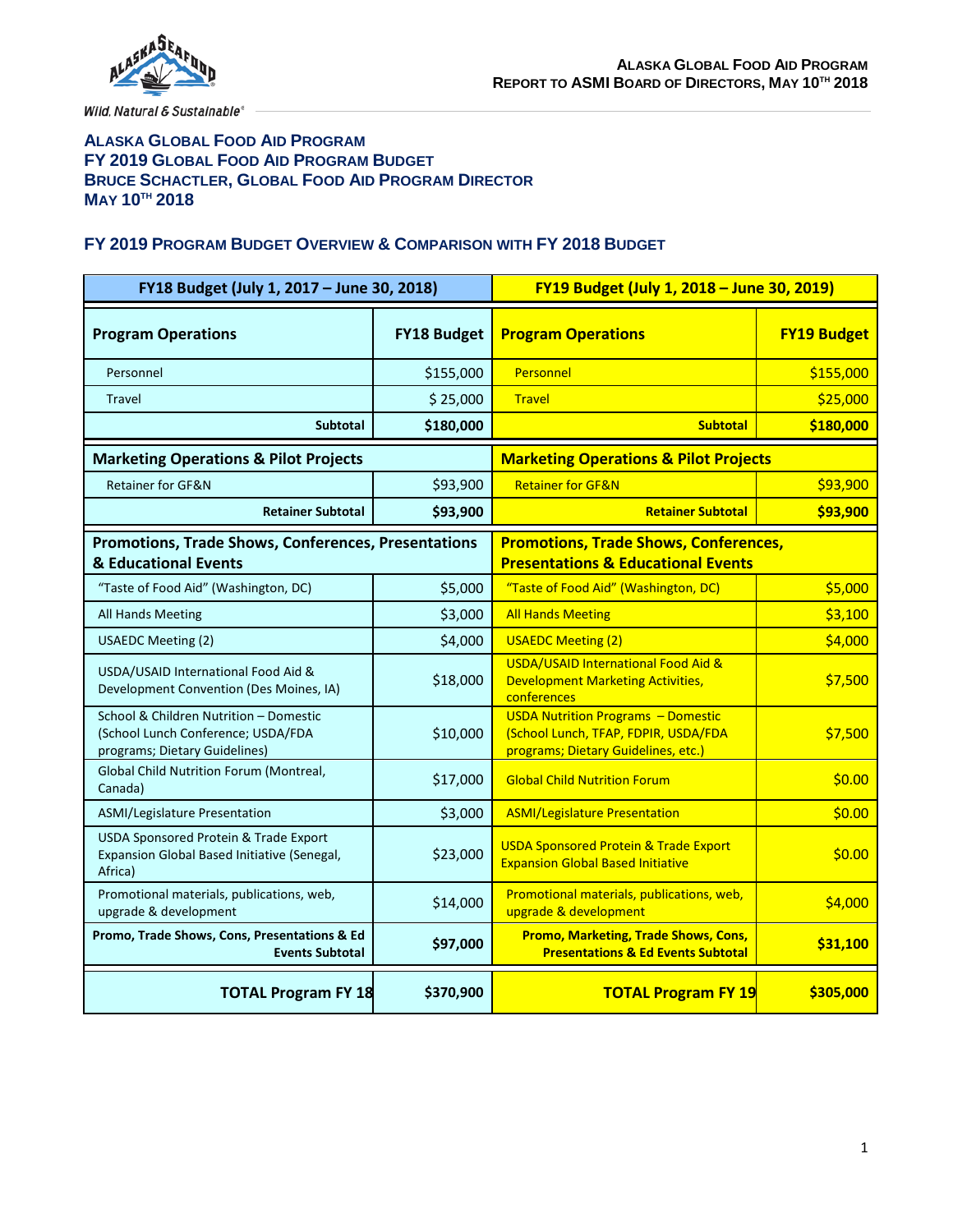# ALASKA GLOBAL FOOD AID PROGRAM
## FY 2019 GLOBAL FOOD AID PROGRAM BUDGET
## BRUCE SCHACTLER, GLOBAL FOOD AID PROGRAM DIRECTOR
## MAY 10TH 2018

### FY 2019 PROGRAM BUDGET OVERVIEW & COMPARISON WITH FY 2018 BUDGET

| FY18 Budget (July 1, 2017 – June 30, 2018) | | FY19 Budget (July 1, 2018 – June 30, 2019) | |
|---|---|---|---|
| **Program Operations** | **FY18 Budget** | **Program Operations** | **FY19 Budget** |
| Personnel | $155,000 | Personnel | $155,000 |
| Travel | $ 25,000 | Travel | $25,000 |
| **Subtotal** | **$180,000** | **Subtotal** | **$180,000** |
| **Marketing Operations & Pilot Projects** | | **Marketing Operations & Pilot Projects** | |
| Retainer for GF&N | $93,900 | Retainer for GF&N | $93,900 |
| **Retainer Subtotal** | **$93,900** | **Retainer Subtotal** | **$93,900** |
| **Promotions, Trade Shows, Conferences, Presentations & Educational Events** | | **Promotions, Trade Shows, Conferences, Presentations & Educational Events** | |
| "Taste of Food Aid" (Washington, DC) | $5,000 | "Taste of Food Aid" (Washington, DC) | $5,000 |
| All Hands Meeting | $3,000 | All Hands Meeting | $3,100 |
| USAEDC Meeting (2) | $4,000 | USAEDC Meeting (2) | $4,000 |
| USDA/USAID International Food Aid & Development Convention (Des Moines, IA) | $18,000 | USDA/USAID International Food Aid & Development Marketing Activities, conferences | $7,500 |
| School & Children Nutrition – Domestic (School Lunch Conference; USDA/FDA programs; Dietary Guidelines) | $10,000 | USDA Nutrition Programs – Domestic (School Lunch, TFAP, FDPIR, USDA/FDA programs; Dietary Guidelines, etc.) | $7,500 |
| Global Child Nutrition Forum (Montreal, Canada) | $17,000 | Global Child Nutrition Forum | $0.00 |
| ASMI/Legislature Presentation | $3,000 | ASMI/Legislature Presentation | $0.00 |
| USDA Sponsored Protein & Trade Export Expansion Global Based Initiative (Senegal, Africa) | $23,000 | USDA Sponsored Protein & Trade Export Expansion Global Based Initiative | $0.00 |
| Promotional materials, publications, web, upgrade & development | $14,000 | Promotional materials, publications, web, upgrade & development | $4,000 |
| **Promo, Trade Shows, Cons, Presentations & Ed Events Subtotal** | **$97,000** | **Promo, Marketing, Trade Shows, Cons, Presentations & Ed Events Subtotal** | **$31,100** |
| **TOTAL Program FY 18** | **$370,900** | **TOTAL Program FY 19** | **$305,000** |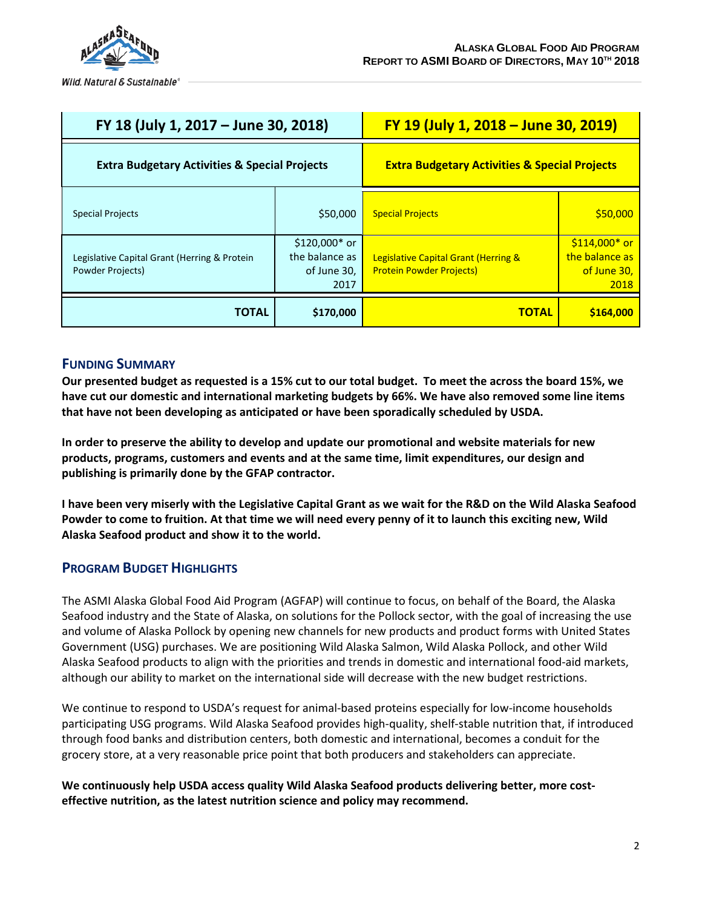| FY 18 (July 1, 2017 – June 30, 2018) | | FY 19 (July 1, 2018 – June 30, 2019) | |
|---|---|---|---|
| **Extra Budgetary Activities & Special Projects** | | **Extra Budgetary Activities & Special Projects** | |
| Special Projects | $50,000 | Special Projects | $50,000 |
| Legislative Capital Grant (Herring & Protein Powder Projects) | $120,000* or the balance as of June 30, 2017 | Legislative Capital Grant (Herring & Protein Powder Projects) | $114,000* or the balance as of June 30, 2018 |
| **TOTAL** | **$170,000** | **TOTAL** | **$164,000** |

## FUNDING SUMMARY

**Our presented budget as requested is a 15% cut to our total budget. To meet the across the board 15%, we have cut our domestic and international marketing budgets by 66%. We have also removed some line items that have not been developing as anticipated or have been sporadically scheduled by USDA.**

**In order to preserve the ability to develop and update our promotional and website materials for new products, programs, customers and events and at the same time, limit expenditures, our design and publishing is primarily done by the GFAP contractor.**

**I have been very miserly with the Legislative Capital Grant as we wait for the R&D on the Wild Alaska Seafood Powder to come to fruition. At that time we will need every penny of it to launch this exciting new, Wild Alaska Seafood product and show it to the world.**

## PROGRAM BUDGET HIGHLIGHTS

The ASMI Alaska Global Food Aid Program (AGFAP) will continue to focus, on behalf of the Board, the Alaska Seafood industry and the State of Alaska, on solutions for the Pollock sector, with the goal of increasing the use and volume of Alaska Pollock by opening new channels for new products and product forms with United States Government (USG) purchases. We are positioning Wild Alaska Salmon, Wild Alaska Pollock, and other Wild Alaska Seafood products to align with the priorities and trends in domestic and international food-aid markets, although our ability to market on the international side will decrease with the new budget restrictions.

We continue to respond to USDA's request for animal-based proteins especially for low-income households participating USG programs. Wild Alaska Seafood provides high-quality, shelf-stable nutrition that, if introduced through food banks and distribution centers, both domestic and international, becomes a conduit for the grocery store, at a very reasonable price point that both producers and stakeholders can appreciate.

**We continuously help USDA access quality Wild Alaska Seafood products delivering better, more cost-effective nutrition, as the latest nutrition science and policy may recommend.**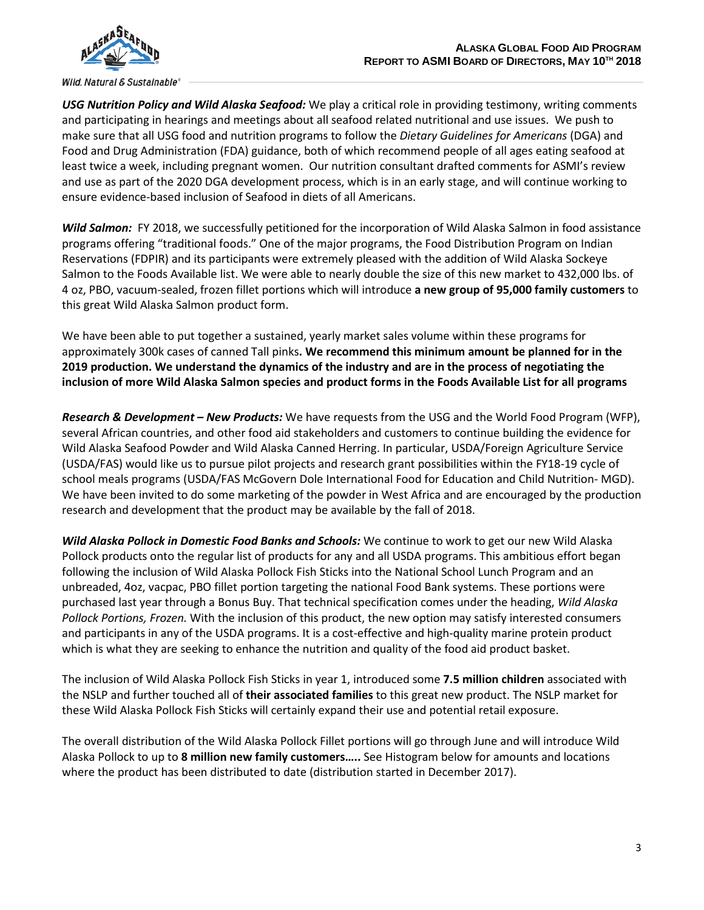***USG Nutrition Policy and Wild Alaska Seafood:*** We play a critical role in providing testimony, writing comments and participating in hearings and meetings about all seafood related nutritional and use issues. We push to make sure that all USG food and nutrition programs to follow the *Dietary Guidelines for Americans* (DGA) and Food and Drug Administration (FDA) guidance, both of which recommend people of all ages eating seafood at least twice a week, including pregnant women. Our nutrition consultant drafted comments for ASMI's review and use as part of the 2020 DGA development process, which is in an early stage, and will continue working to ensure evidence-based inclusion of Seafood in diets of all Americans.

***Wild Salmon:*** FY 2018, we successfully petitioned for the incorporation of Wild Alaska Salmon in food assistance programs offering "traditional foods." One of the major programs, the Food Distribution Program on Indian Reservations (FDPIR) and its participants were extremely pleased with the addition of Wild Alaska Sockeye Salmon to the Foods Available list. We were able to nearly double the size of this new market to 432,000 lbs. of 4 oz, PBO, vacuum-sealed, frozen fillet portions which will introduce **a new group of 95,000 family customers** to this great Wild Alaska Salmon product form.

We have been able to put together a sustained, yearly market sales volume within these programs for approximately 300k cases of canned Tall pinks**. We recommend this minimum amount be planned for in the 2019 production. We understand the dynamics of the industry and are in the process of negotiating the inclusion of more Wild Alaska Salmon species and product forms in the Foods Available List for all programs**

***Research & Development – New Products:*** We have requests from the USG and the World Food Program (WFP), several African countries, and other food aid stakeholders and customers to continue building the evidence for Wild Alaska Seafood Powder and Wild Alaska Canned Herring. In particular, USDA/Foreign Agriculture Service (USDA/FAS) would like us to pursue pilot projects and research grant possibilities within the FY18-19 cycle of school meals programs (USDA/FAS McGovern Dole International Food for Education and Child Nutrition- MGD). We have been invited to do some marketing of the powder in West Africa and are encouraged by the production research and development that the product may be available by the fall of 2018.

***Wild Alaska Pollock in Domestic Food Banks and Schools:*** We continue to work to get our new Wild Alaska Pollock products onto the regular list of products for any and all USDA programs. This ambitious effort began following the inclusion of Wild Alaska Pollock Fish Sticks into the National School Lunch Program and an unbreaded, 4oz, vacpac, PBO fillet portion targeting the national Food Bank systems. These portions were purchased last year through a Bonus Buy. That technical specification comes under the heading, *Wild Alaska Pollock Portions, Frozen.* With the inclusion of this product, the new option may satisfy interested consumers and participants in any of the USDA programs. It is a cost-effective and high-quality marine protein product which is what they are seeking to enhance the nutrition and quality of the food aid product basket.

The inclusion of Wild Alaska Pollock Fish Sticks in year 1, introduced some **7.5 million children** associated with the NSLP and further touched all of **their associated families** to this great new product. The NSLP market for these Wild Alaska Pollock Fish Sticks will certainly expand their use and potential retail exposure.

The overall distribution of the Wild Alaska Pollock Fillet portions will go through June and will introduce Wild Alaska Pollock to up to **8 million new family customers…..** See Histogram below for amounts and locations where the product has been distributed to date (distribution started in December 2017).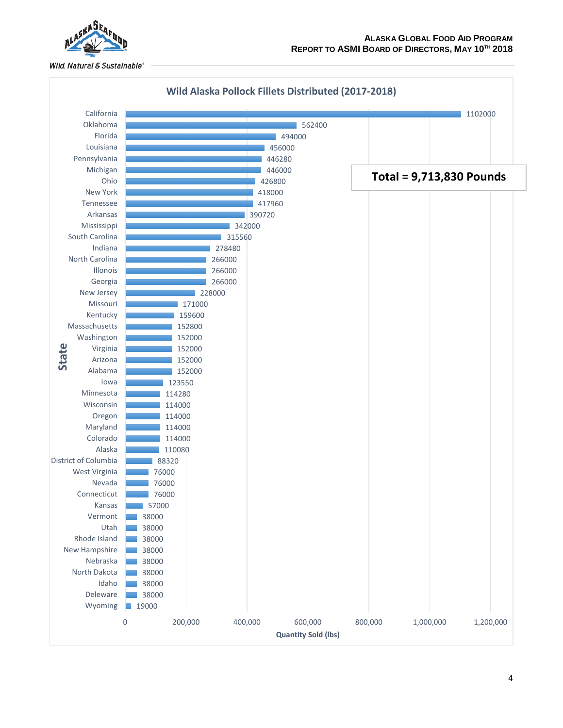## Wild Alaska Pollock Fillets Distributed (2017-2018)

**Total = 9,713,830 Pounds**

| State | Quantity Sold (lbs) |
|---|---|
| California | 1102000 |
| Oklahoma | 562400 |
| Florida | 494000 |
| Louisiana | 456000 |
| Pennsylvania | 446280 |
| Michigan | 446000 |
| Ohio | 426800 |
| New York | 418000 |
| Tennessee | 417960 |
| Arkansas | 390720 |
| Mississippi | 342000 |
| South Carolina | 315560 |
| Indiana | 278480 |
| North Carolina | 266000 |
| Illonois | 266000 |
| Georgia | 266000 |
| New Jersey | 228000 |
| Missouri | 171000 |
| Kentucky | 159600 |
| Massachusetts | 152800 |
| Washington | 152000 |
| Virginia | 152000 |
| Arizona | 152000 |
| Alabama | 152000 |
| Iowa | 123550 |
| Minnesota | 114280 |
| Wisconsin | 114000 |
| Oregon | 114000 |
| Maryland | 114000 |
| Colorado | 114000 |
| Alaska | 110080 |
| District of Columbia | 88320 |
| West Virginia | 76000 |
| Nevada | 76000 |
| Connecticut | 76000 |
| Kansas | 57000 |
| Vermont | 38000 |
| Utah | 38000 |
| Rhode Island | 38000 |
| New Hampshire | 38000 |
| Nebraska | 38000 |
| North Dakota | 38000 |
| Idaho | 38000 |
| Deleware | 38000 |
| Wyoming | 19000 |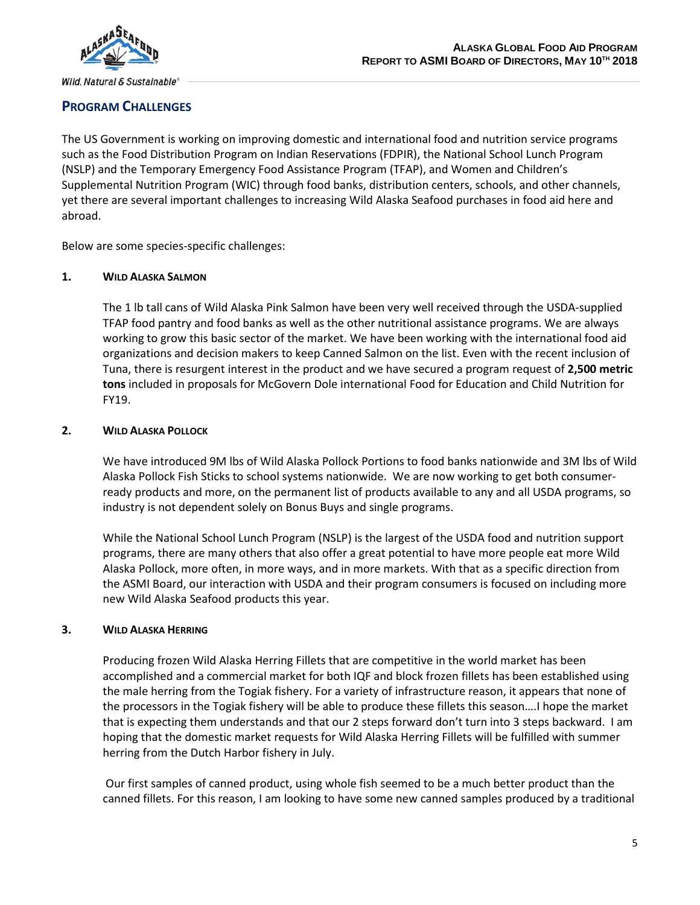## Program Challenges

The US Government is working on improving domestic and international food and nutrition service programs such as the Food Distribution Program on Indian Reservations (FDPIR), the National School Lunch Program (NSLP) and the Temporary Emergency Food Assistance Program (TFAP), and Women and Children's Supplemental Nutrition Program (WIC) through food banks, distribution centers, schools, and other channels, yet there are several important challenges to increasing Wild Alaska Seafood purchases in food aid here and abroad.

Below are some species-specific challenges:

### 1. Wild Alaska Salmon

The 1 lb tall cans of Wild Alaska Pink Salmon have been very well received through the USDA-supplied TFAP food pantry and food banks as well as the other nutritional assistance programs. We are always working to grow this basic sector of the market. We have been working with the international food aid organizations and decision makers to keep Canned Salmon on the list. Even with the recent inclusion of Tuna, there is resurgent interest in the product and we have secured a program request of **2,500 metric tons** included in proposals for McGovern Dole international Food for Education and Child Nutrition for FY19.

### 2. Wild Alaska Pollock

We have introduced 9M lbs of Wild Alaska Pollock Portions to food banks nationwide and 3M lbs of Wild Alaska Pollock Fish Sticks to school systems nationwide. We are now working to get both consumer-ready products and more, on the permanent list of products available to any and all USDA programs, so industry is not dependent solely on Bonus Buys and single programs.

While the National School Lunch Program (NSLP) is the largest of the USDA food and nutrition support programs, there are many others that also offer a great potential to have more people eat more Wild Alaska Pollock, more often, in more ways, and in more markets. With that as a specific direction from the ASMI Board, our interaction with USDA and their program consumers is focused on including more new Wild Alaska Seafood products this year.

### 3. Wild Alaska Herring

Producing frozen Wild Alaska Herring Fillets that are competitive in the world market has been accomplished and a commercial market for both IQF and block frozen fillets has been established using the male herring from the Togiak fishery. For a variety of infrastructure reason, it appears that none of the processors in the Togiak fishery will be able to produce these fillets this season….I hope the market that is expecting them understands and that our 2 steps forward don't turn into 3 steps backward. I am hoping that the domestic market requests for Wild Alaska Herring Fillets will be fulfilled with summer herring from the Dutch Harbor fishery in July.

Our first samples of canned product, using whole fish seemed to be a much better product than the canned fillets. For this reason, I am looking to have some new canned samples produced by a traditional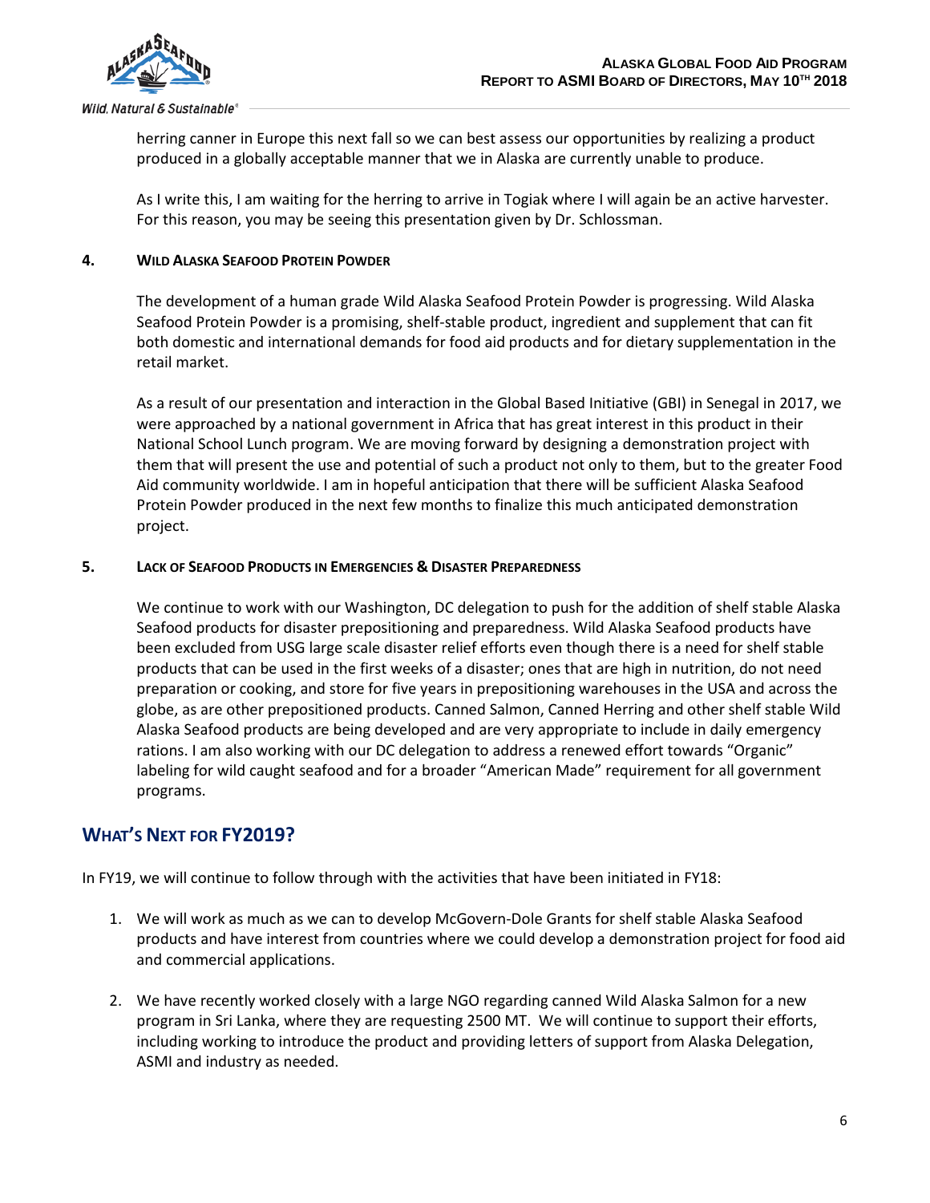herring canner in Europe this next fall so we can best assess our opportunities by realizing a product produced in a globally acceptable manner that we in Alaska are currently unable to produce.

As I write this, I am waiting for the herring to arrive in Togiak where I will again be an active harvester. For this reason, you may be seeing this presentation given by Dr. Schlossman.

**4. WILD ALASKA SEAFOOD PROTEIN POWDER**

The development of a human grade Wild Alaska Seafood Protein Powder is progressing. Wild Alaska Seafood Protein Powder is a promising, shelf-stable product, ingredient and supplement that can fit both domestic and international demands for food aid products and for dietary supplementation in the retail market.

As a result of our presentation and interaction in the Global Based Initiative (GBI) in Senegal in 2017, we were approached by a national government in Africa that has great interest in this product in their National School Lunch program. We are moving forward by designing a demonstration project with them that will present the use and potential of such a product not only to them, but to the greater Food Aid community worldwide. I am in hopeful anticipation that there will be sufficient Alaska Seafood Protein Powder produced in the next few months to finalize this much anticipated demonstration project.

**5. LACK OF SEAFOOD PRODUCTS IN EMERGENCIES & DISASTER PREPAREDNESS**

We continue to work with our Washington, DC delegation to push for the addition of shelf stable Alaska Seafood products for disaster prepositioning and preparedness. Wild Alaska Seafood products have been excluded from USG large scale disaster relief efforts even though there is a need for shelf stable products that can be used in the first weeks of a disaster; ones that are high in nutrition, do not need preparation or cooking, and store for five years in prepositioning warehouses in the USA and across the globe, as are other prepositioned products. Canned Salmon, Canned Herring and other shelf stable Wild Alaska Seafood products are being developed and are very appropriate to include in daily emergency rations. I am also working with our DC delegation to address a renewed effort towards "Organic" labeling for wild caught seafood and for a broader "American Made" requirement for all government programs.

## WHAT'S NEXT FOR FY2019?

In FY19, we will continue to follow through with the activities that have been initiated in FY18:

1. We will work as much as we can to develop McGovern-Dole Grants for shelf stable Alaska Seafood products and have interest from countries where we could develop a demonstration project for food aid and commercial applications.

2. We have recently worked closely with a large NGO regarding canned Wild Alaska Salmon for a new program in Sri Lanka, where they are requesting 2500 MT. We will continue to support their efforts, including working to introduce the product and providing letters of support from Alaska Delegation, ASMI and industry as needed.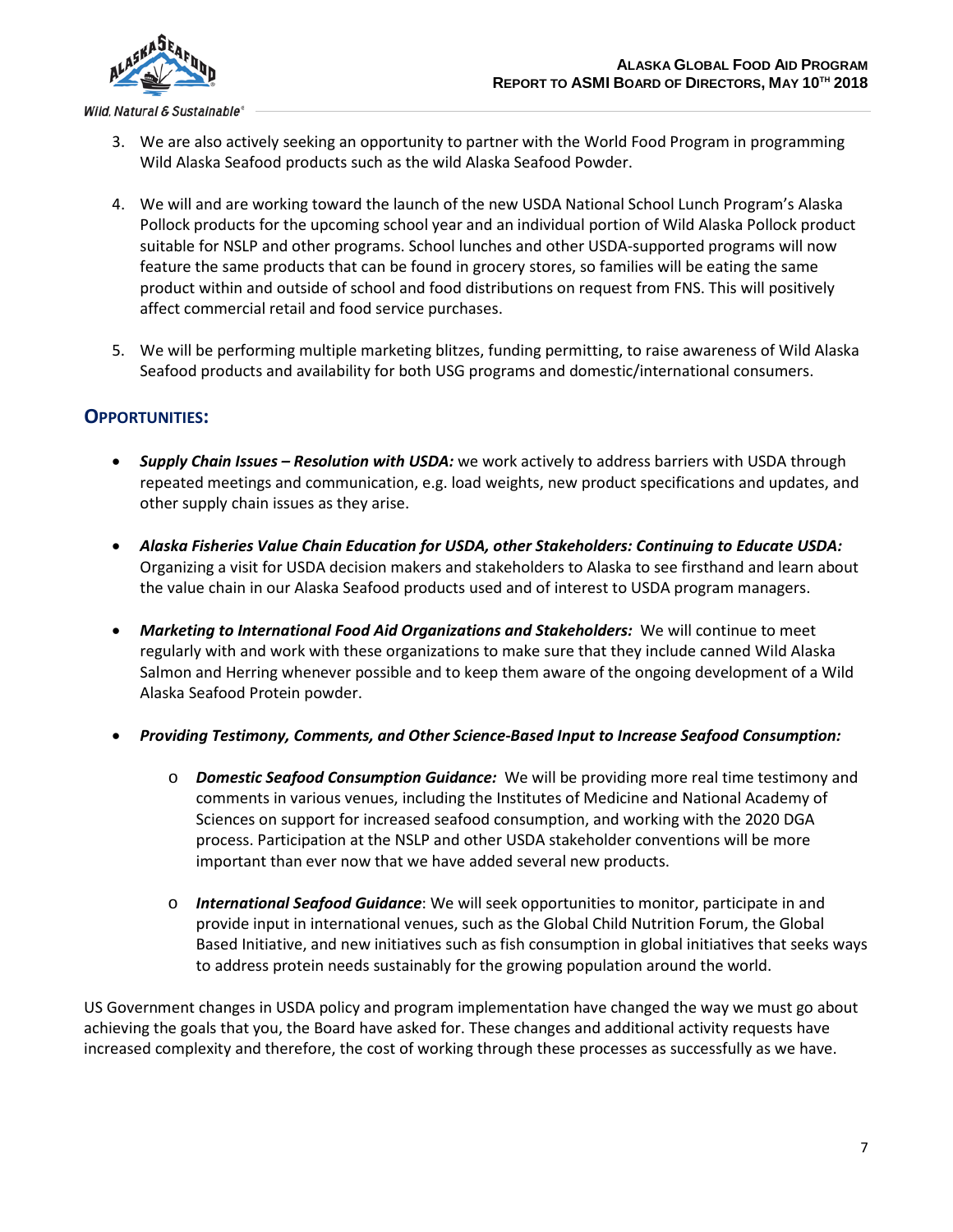3. We are also actively seeking an opportunity to partner with the World Food Program in programming Wild Alaska Seafood products such as the wild Alaska Seafood Powder.

4. We will and are working toward the launch of the new USDA National School Lunch Program's Alaska Pollock products for the upcoming school year and an individual portion of Wild Alaska Pollock product suitable for NSLP and other programs. School lunches and other USDA-supported programs will now feature the same products that can be found in grocery stores, so families will be eating the same product within and outside of school and food distributions on request from FNS. This will positively affect commercial retail and food service purchases.

5. We will be performing multiple marketing blitzes, funding permitting, to raise awareness of Wild Alaska Seafood products and availability for both USG programs and domestic/international consumers.

## OPPORTUNITIES:

- ***Supply Chain Issues – Resolution with USDA:*** we work actively to address barriers with USDA through repeated meetings and communication, e.g. load weights, new product specifications and updates, and other supply chain issues as they arise.

- ***Alaska Fisheries Value Chain Education for USDA, other Stakeholders: Continuing to Educate USDA:*** Organizing a visit for USDA decision makers and stakeholders to Alaska to see firsthand and learn about the value chain in our Alaska Seafood products used and of interest to USDA program managers.

- ***Marketing to International Food Aid Organizations and Stakeholders:*** We will continue to meet regularly with and work with these organizations to make sure that they include canned Wild Alaska Salmon and Herring whenever possible and to keep them aware of the ongoing development of a Wild Alaska Seafood Protein powder.

- ***Providing Testimony, Comments, and Other Science-Based Input to Increase Seafood Consumption:***

    - ***Domestic Seafood Consumption Guidance:*** We will be providing more real time testimony and comments in various venues, including the Institutes of Medicine and National Academy of Sciences on support for increased seafood consumption, and working with the 2020 DGA process. Participation at the NSLP and other USDA stakeholder conventions will be more important than ever now that we have added several new products.

    - ***International Seafood Guidance***: We will seek opportunities to monitor, participate in and provide input in international venues, such as the Global Child Nutrition Forum, the Global Based Initiative, and new initiatives such as fish consumption in global initiatives that seeks ways to address protein needs sustainably for the growing population around the world.

US Government changes in USDA policy and program implementation have changed the way we must go about achieving the goals that you, the Board have asked for. These changes and additional activity requests have increased complexity and therefore, the cost of working through these processes as successfully as we have.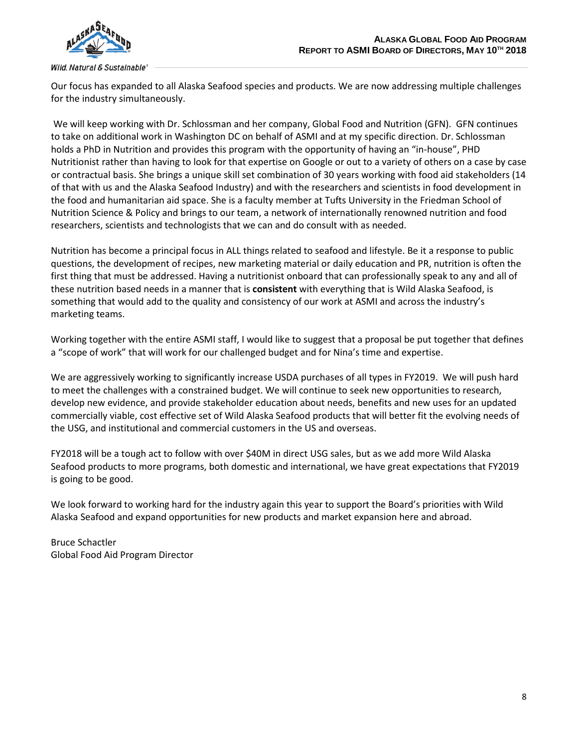Our focus has expanded to all Alaska Seafood species and products. We are now addressing multiple challenges for the industry simultaneously.

We will keep working with Dr. Schlossman and her company, Global Food and Nutrition (GFN). GFN continues to take on additional work in Washington DC on behalf of ASMI and at my specific direction. Dr. Schlossman holds a PhD in Nutrition and provides this program with the opportunity of having an "in-house", PHD Nutritionist rather than having to look for that expertise on Google or out to a variety of others on a case by case or contractual basis. She brings a unique skill set combination of 30 years working with food aid stakeholders (14 of that with us and the Alaska Seafood Industry) and with the researchers and scientists in food development in the food and humanitarian aid space. She is a faculty member at Tufts University in the Friedman School of Nutrition Science & Policy and brings to our team, a network of internationally renowned nutrition and food researchers, scientists and technologists that we can and do consult with as needed.

Nutrition has become a principal focus in ALL things related to seafood and lifestyle. Be it a response to public questions, the development of recipes, new marketing material or daily education and PR, nutrition is often the first thing that must be addressed. Having a nutritionist onboard that can professionally speak to any and all of these nutrition based needs in a manner that is **consistent** with everything that is Wild Alaska Seafood, is something that would add to the quality and consistency of our work at ASMI and across the industry's marketing teams.

Working together with the entire ASMI staff, I would like to suggest that a proposal be put together that defines a "scope of work" that will work for our challenged budget and for Nina's time and expertise.

We are aggressively working to significantly increase USDA purchases of all types in FY2019. We will push hard to meet the challenges with a constrained budget. We will continue to seek new opportunities to research, develop new evidence, and provide stakeholder education about needs, benefits and new uses for an updated commercially viable, cost effective set of Wild Alaska Seafood products that will better fit the evolving needs of the USG, and institutional and commercial customers in the US and overseas.

FY2018 will be a tough act to follow with over $40M in direct USG sales, but as we add more Wild Alaska Seafood products to more programs, both domestic and international, we have great expectations that FY2019 is going to be good.

We look forward to working hard for the industry again this year to support the Board's priorities with Wild Alaska Seafood and expand opportunities for new products and market expansion here and abroad.

Bruce Schactler
Global Food Aid Program Director